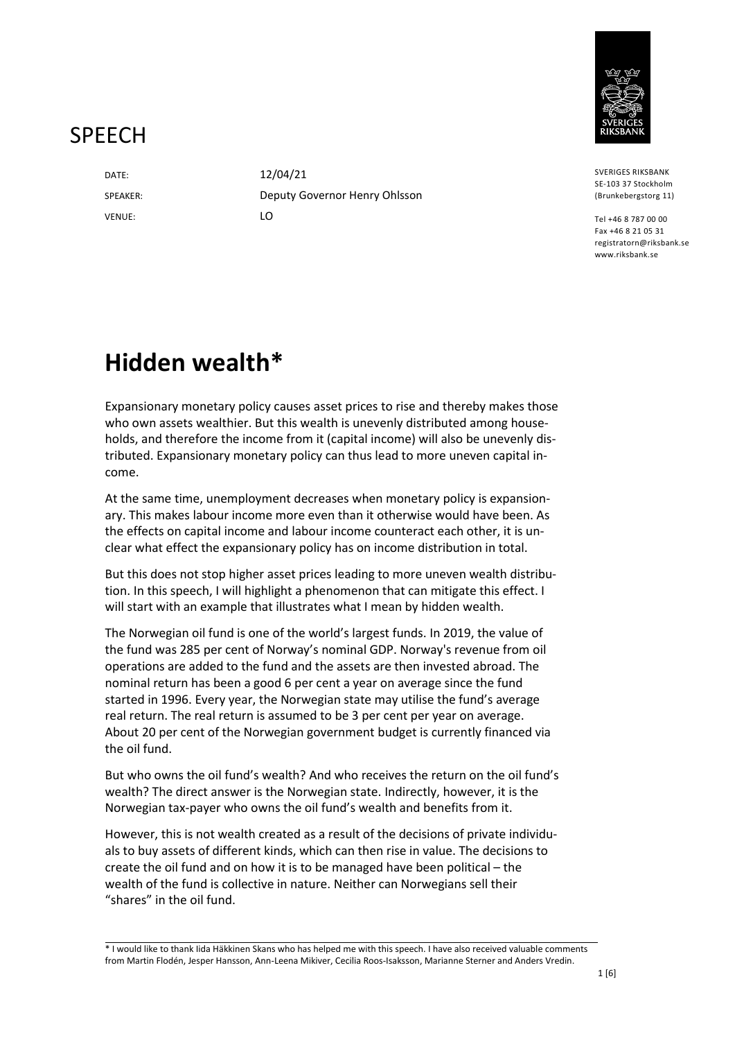# SPEECH

DATE: 12/04/21

SPEAKER: Deputy Governor Henry Ohlsson

VENUE: LO

SVERIGES RIKSBANK
SE-103 37 Stockholm
(Brunkebergstorg 11)

Tel +46 8 787 00 00
Fax +46 8 21 05 31
registratorn@riksbank.se
www.riksbank.se

# Hidden wealth*

Expansionary monetary policy causes asset prices to rise and thereby makes those who own assets wealthier. But this wealth is unevenly distributed among households, and therefore the income from it (capital income) will also be unevenly distributed. Expansionary monetary policy can thus lead to more uneven capital income.

At the same time, unemployment decreases when monetary policy is expansionary. This makes labour income more even than it otherwise would have been. As the effects on capital income and labour income counteract each other, it is unclear what effect the expansionary policy has on income distribution in total.

But this does not stop higher asset prices leading to more uneven wealth distribution. In this speech, I will highlight a phenomenon that can mitigate this effect. I will start with an example that illustrates what I mean by hidden wealth.

The Norwegian oil fund is one of the world's largest funds. In 2019, the value of the fund was 285 per cent of Norway's nominal GDP. Norway's revenue from oil operations are added to the fund and the assets are then invested abroad. The nominal return has been a good 6 per cent a year on average since the fund started in 1996. Every year, the Norwegian state may utilise the fund's average real return. The real return is assumed to be 3 per cent per year on average. About 20 per cent of the Norwegian government budget is currently financed via the oil fund.

But who owns the oil fund's wealth? And who receives the return on the oil fund's wealth? The direct answer is the Norwegian state. Indirectly, however, it is the Norwegian tax-payer who owns the oil fund's wealth and benefits from it.

However, this is not wealth created as a result of the decisions of private individuals to buy assets of different kinds, which can then rise in value. The decisions to create the oil fund and on how it is to be managed have been political – the wealth of the fund is collective in nature. Neither can Norwegians sell their "shares" in the oil fund.

---

* I would like to thank Iida Häkkinen Skans who has helped me with this speech. I have also received valuable comments from Martin Flodén, Jesper Hansson, Ann-Leena Mikiver, Cecilia Roos-Isaksson, Marianne Sterner and Anders Vredin.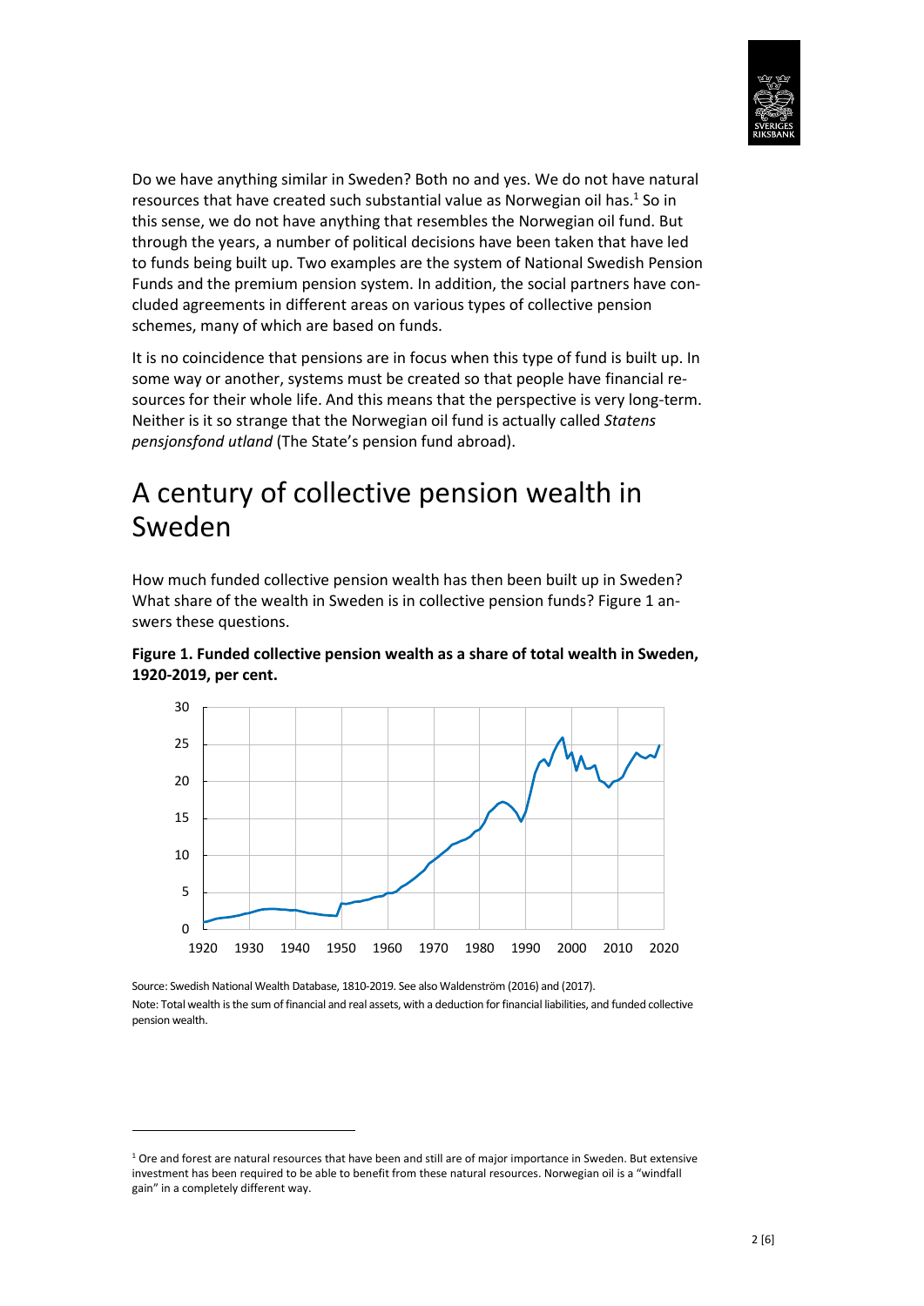Do we have anything similar in Sweden? Both no and yes. We do not have natural resources that have created such substantial value as Norwegian oil has.[1] So in this sense, we do not have anything that resembles the Norwegian oil fund. But through the years, a number of political decisions have been taken that have led to funds being built up. Two examples are the system of National Swedish Pension Funds and the premium pension system. In addition, the social partners have concluded agreements in different areas on various types of collective pension schemes, many of which are based on funds.

It is no coincidence that pensions are in focus when this type of fund is built up. In some way or another, systems must be created so that people have financial resources for their whole life. And this means that the perspective is very long-term. Neither is it so strange that the Norwegian oil fund is actually called *Statens pensjonsfond utland* (The State's pension fund abroad).

# A century of collective pension wealth in Sweden

How much funded collective pension wealth has then been built up in Sweden? What share of the wealth in Sweden is in collective pension funds? Figure 1 answers these questions.

**Figure 1. Funded collective pension wealth as a share of total wealth in Sweden, 1920-2019, per cent.**

Source: Swedish National Wealth Database, 1810-2019. See also Waldenström (2016) and (2017).

Note: Total wealth is the sum of financial and real assets, with a deduction for financial liabilities, and funded collective pension wealth.

[1] Ore and forest are natural resources that have been and still are of major importance in Sweden. But extensive investment has been required to be able to benefit from these natural resources. Norwegian oil is a "windfall gain" in a completely different way.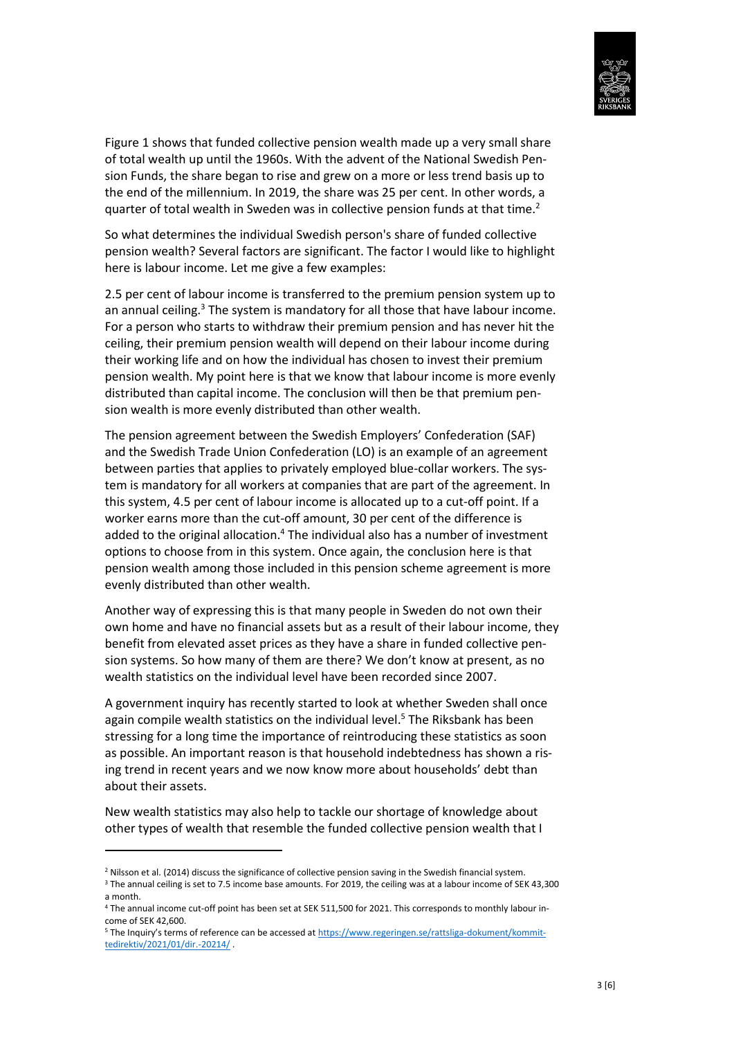Figure 1 shows that funded collective pension wealth made up a very small share of total wealth up until the 1960s. With the advent of the National Swedish Pension Funds, the share began to rise and grew on a more or less trend basis up to the end of the millennium. In 2019, the share was 25 per cent. In other words, a quarter of total wealth in Sweden was in collective pension funds at that time.[2]

So what determines the individual Swedish person's share of funded collective pension wealth? Several factors are significant. The factor I would like to highlight here is labour income. Let me give a few examples:

2.5 per cent of labour income is transferred to the premium pension system up to an annual ceiling.[3] The system is mandatory for all those that have labour income. For a person who starts to withdraw their premium pension and has never hit the ceiling, their premium pension wealth will depend on their labour income during their working life and on how the individual has chosen to invest their premium pension wealth. My point here is that we know that labour income is more evenly distributed than capital income. The conclusion will then be that premium pension wealth is more evenly distributed than other wealth.

The pension agreement between the Swedish Employers' Confederation (SAF) and the Swedish Trade Union Confederation (LO) is an example of an agreement between parties that applies to privately employed blue-collar workers. The system is mandatory for all workers at companies that are part of the agreement. In this system, 4.5 per cent of labour income is allocated up to a cut-off point. If a worker earns more than the cut-off amount, 30 per cent of the difference is added to the original allocation.[4] The individual also has a number of investment options to choose from in this system. Once again, the conclusion here is that pension wealth among those included in this pension scheme agreement is more evenly distributed than other wealth.

Another way of expressing this is that many people in Sweden do not own their own home and have no financial assets but as a result of their labour income, they benefit from elevated asset prices as they have a share in funded collective pension systems. So how many of them are there? We don't know at present, as no wealth statistics on the individual level have been recorded since 2007.

A government inquiry has recently started to look at whether Sweden shall once again compile wealth statistics on the individual level.[5] The Riksbank has been stressing for a long time the importance of reintroducing these statistics as soon as possible. An important reason is that household indebtedness has shown a rising trend in recent years and we now know more about households' debt than about their assets.

New wealth statistics may also help to tackle our shortage of knowledge about other types of wealth that resemble the funded collective pension wealth that I

---

[2] Nilsson et al. (2014) discuss the significance of collective pension saving in the Swedish financial system.

[3] The annual ceiling is set to 7.5 income base amounts. For 2019, the ceiling was at a labour income of SEK 43,300 a month.

[4] The annual income cut-off point has been set at SEK 511,500 for 2021. This corresponds to monthly labour income of SEK 42,600.

[5] The Inquiry's terms of reference can be accessed at https://www.regeringen.se/rattsliga-dokument/kommittedirektiv/2021/01/dir.-20214/ .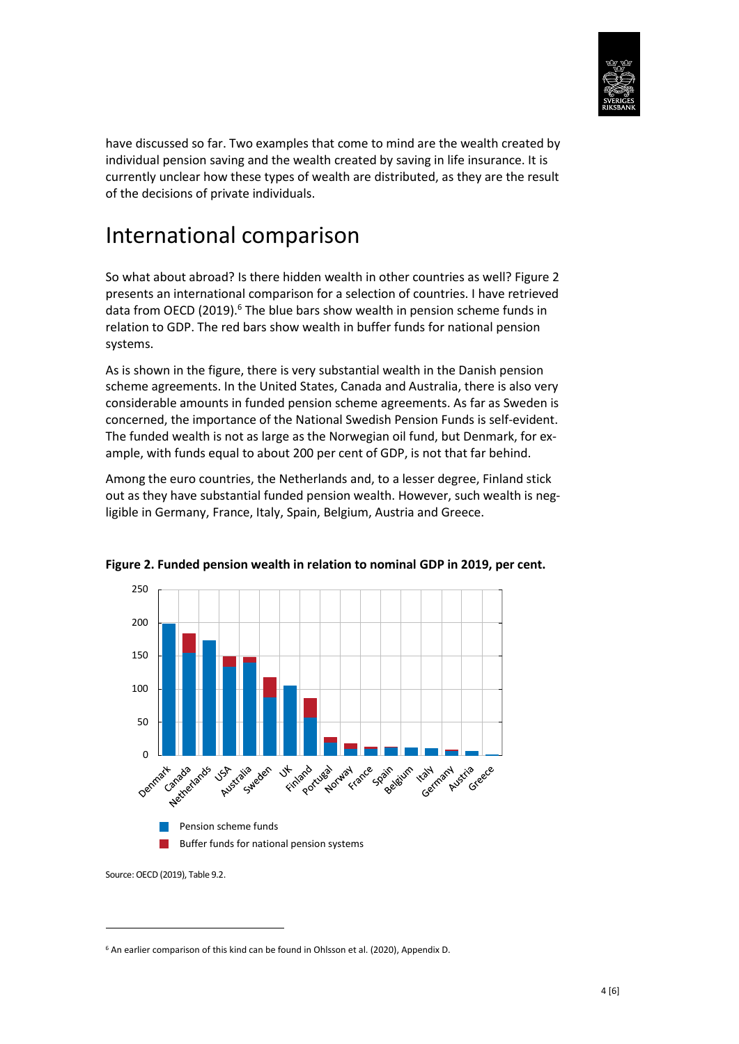have discussed so far. Two examples that come to mind are the wealth created by individual pension saving and the wealth created by saving in life insurance. It is currently unclear how these types of wealth are distributed, as they are the result of the decisions of private individuals.

## International comparison

So what about abroad? Is there hidden wealth in other countries as well? Figure 2 presents an international comparison for a selection of countries. I have retrieved data from OECD (2019).[6] The blue bars show wealth in pension scheme funds in relation to GDP. The red bars show wealth in buffer funds for national pension systems.

As is shown in the figure, there is very substantial wealth in the Danish pension scheme agreements. In the United States, Canada and Australia, there is also very considerable amounts in funded pension scheme agreements. As far as Sweden is concerned, the importance of the National Swedish Pension Funds is self-evident. The funded wealth is not as large as the Norwegian oil fund, but Denmark, for example, with funds equal to about 200 per cent of GDP, is not that far behind.

Among the euro countries, the Netherlands and, to a lesser degree, Finland stick out as they have substantial funded pension wealth. However, such wealth is negligible in Germany, France, Italy, Spain, Belgium, Austria and Greece.

**Figure 2. Funded pension wealth in relation to nominal GDP in 2019, per cent.**

Source: OECD (2019), Table 9.2.

[6] An earlier comparison of this kind can be found in Ohlsson et al. (2020), Appendix D.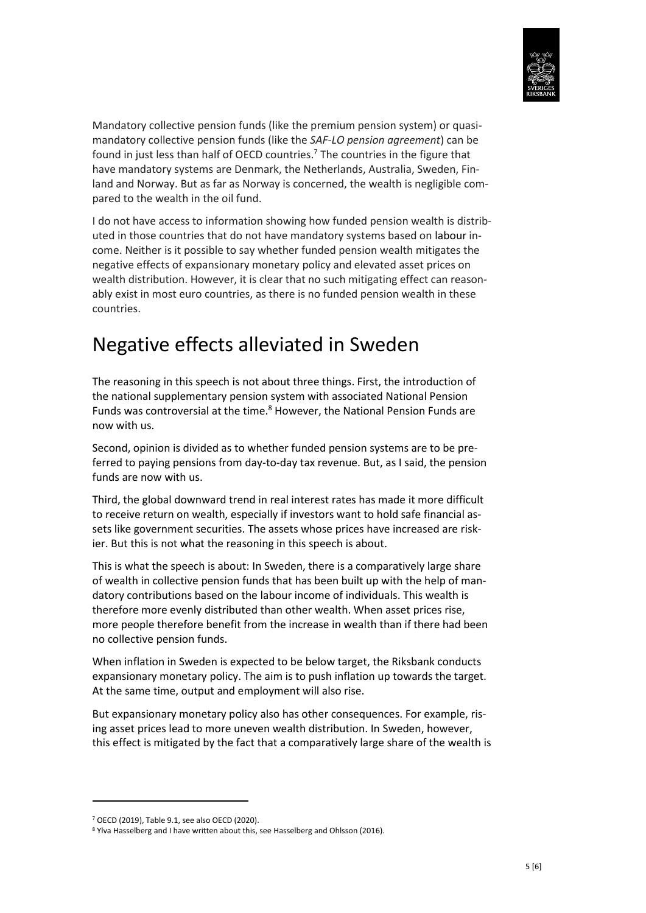Mandatory collective pension funds (like the premium pension system) or quasi-mandatory collective pension funds (like the *SAF-LO pension agreement*) can be found in just less than half of OECD countries.[7] The countries in the figure that have mandatory systems are Denmark, the Netherlands, Australia, Sweden, Finland and Norway. But as far as Norway is concerned, the wealth is negligible compared to the wealth in the oil fund.

I do not have access to information showing how funded pension wealth is distributed in those countries that do not have mandatory systems based on labour income. Neither is it possible to say whether funded pension wealth mitigates the negative effects of expansionary monetary policy and elevated asset prices on wealth distribution. However, it is clear that no such mitigating effect can reasonably exist in most euro countries, as there is no funded pension wealth in these countries.

# Negative effects alleviated in Sweden

The reasoning in this speech is not about three things. First, the introduction of the national supplementary pension system with associated National Pension Funds was controversial at the time.[8] However, the National Pension Funds are now with us.

Second, opinion is divided as to whether funded pension systems are to be preferred to paying pensions from day-to-day tax revenue. But, as I said, the pension funds are now with us.

Third, the global downward trend in real interest rates has made it more difficult to receive return on wealth, especially if investors want to hold safe financial assets like government securities. The assets whose prices have increased are riskier. But this is not what the reasoning in this speech is about.

This is what the speech is about: In Sweden, there is a comparatively large share of wealth in collective pension funds that has been built up with the help of mandatory contributions based on the labour income of individuals. This wealth is therefore more evenly distributed than other wealth. When asset prices rise, more people therefore benefit from the increase in wealth than if there had been no collective pension funds.

When inflation in Sweden is expected to be below target, the Riksbank conducts expansionary monetary policy. The aim is to push inflation up towards the target. At the same time, output and employment will also rise.

But expansionary monetary policy also has other consequences. For example, rising asset prices lead to more uneven wealth distribution. In Sweden, however, this effect is mitigated by the fact that a comparatively large share of the wealth is

---

[7] OECD (2019), Table 9.1, see also OECD (2020).

[8] Ylva Hasselberg and I have written about this, see Hasselberg and Ohlsson (2016).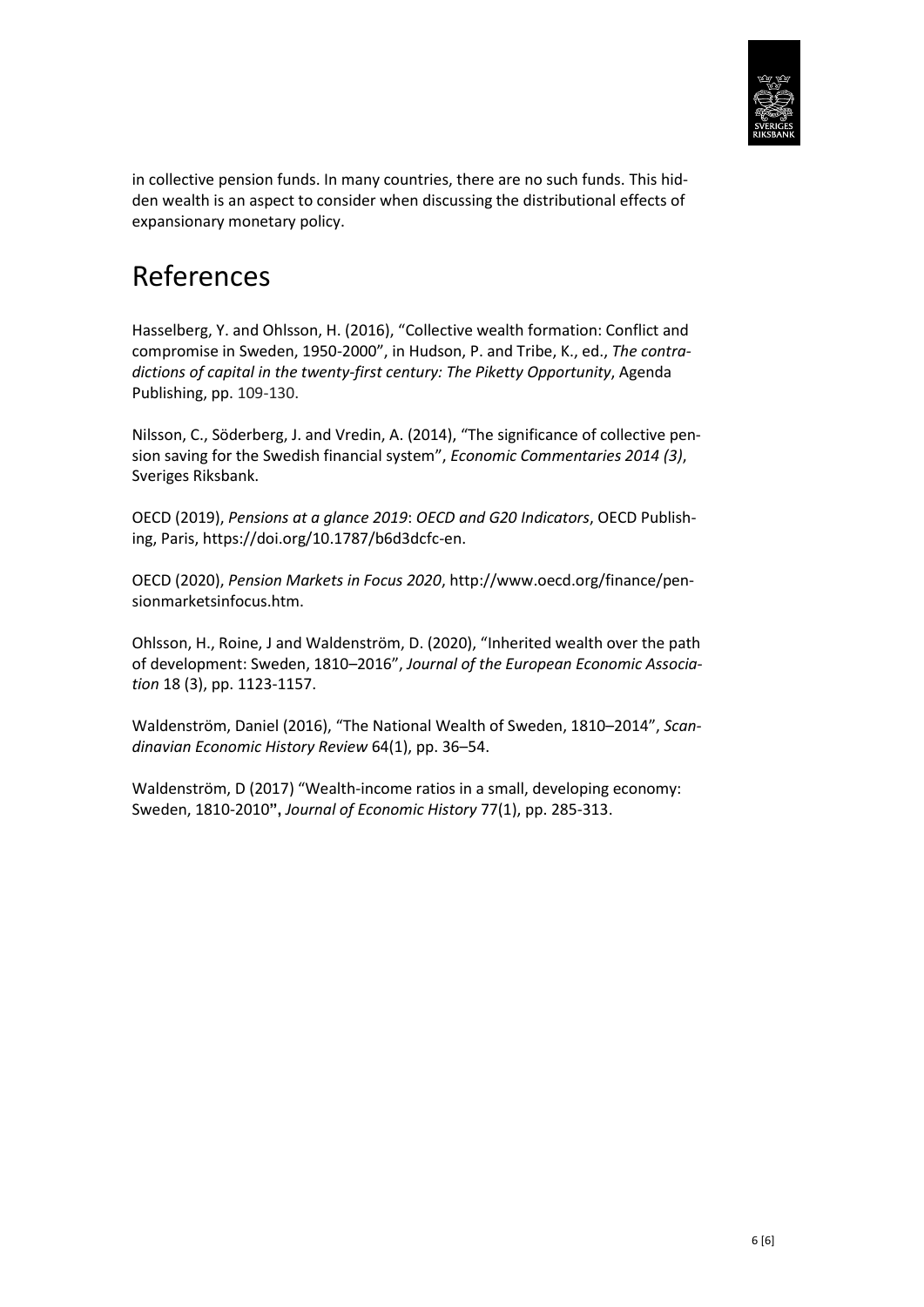in collective pension funds. In many countries, there are no such funds. This hidden wealth is an aspect to consider when discussing the distributional effects of expansionary monetary policy.

# References

Hasselberg, Y. and Ohlsson, H. (2016), "Collective wealth formation: Conflict and compromise in Sweden, 1950-2000", in Hudson, P. and Tribe, K., ed., *The contradictions of capital in the twenty-first century: The Piketty Opportunity*, Agenda Publishing, pp. 109-130.

Nilsson, C., Söderberg, J. and Vredin, A. (2014), "The significance of collective pension saving for the Swedish financial system", *Economic Commentaries 2014 (3)*, Sveriges Riksbank.

OECD (2019), *Pensions at a glance 2019*: *OECD and G20 Indicators*, OECD Publishing, Paris, https://doi.org/10.1787/b6d3dcfc-en.

OECD (2020), *Pension Markets in Focus 2020*, http://www.oecd.org/finance/pensionmarketsinfocus.htm.

Ohlsson, H., Roine, J and Waldenström, D. (2020), "Inherited wealth over the path of development: Sweden, 1810–2016", *Journal of the European Economic Association* 18 (3), pp. 1123-1157.

Waldenström, Daniel (2016), "The National Wealth of Sweden, 1810–2014", *Scandinavian Economic History Review* 64(1), pp. 36–54.

Waldenström, D (2017) "Wealth-income ratios in a small, developing economy: Sweden, 1810-2010", *Journal of Economic History* 77(1), pp. 285-313.